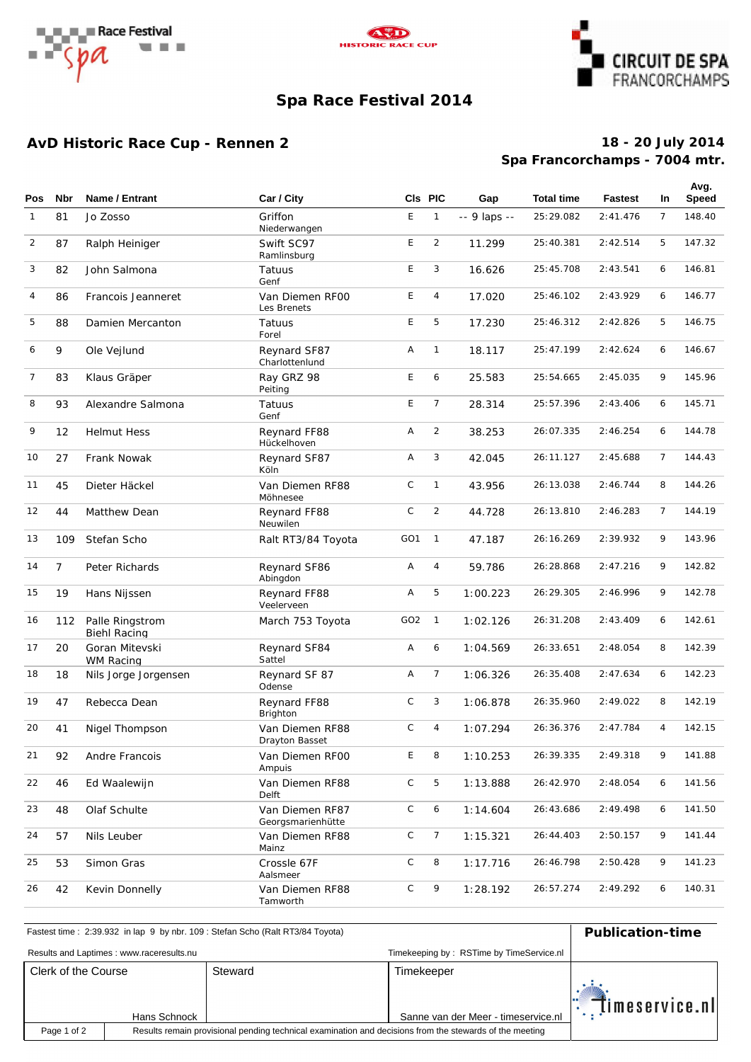# Spa Race Festival 2014

## AvD Historic Race Cup - Rennen 2

**18 - 20 July 2014**
**Spa Francorchamps - 7004 mtr.**

| Pos | Nbr | Name / Entrant | Car / City | Cls | PIC | Gap | Total time | Fastest | In | Avg. Speed |
|---|---|---|---|---|---|---|---|---|---|---|
| 1 | 81 | Jo Zosso | Griffon<br>Niederwangen | E | 1 | -- 9 laps -- | 25:29.082 | 2:41.476 | 7 | 148.40 |
| 2 | 87 | Ralph Heiniger | Swift SC97<br>Ramlinsburg | E | 2 | 11.299 | 25:40.381 | 2:42.514 | 5 | 147.32 |
| 3 | 82 | John Salmona | Tatuus<br>Genf | E | 3 | 16.626 | 25:45.708 | 2:43.541 | 6 | 146.81 |
| 4 | 86 | Francois Jeanneret | Van Diemen RF00<br>Les Brenets | E | 4 | 17.020 | 25:46.102 | 2:43.929 | 6 | 146.77 |
| 5 | 88 | Damien Mercanton | Tatuus<br>Forel | E | 5 | 17.230 | 25:46.312 | 2:42.826 | 5 | 146.75 |
| 6 | 9 | Ole Vejlund | Reynard SF87<br>Charlottenlund | A | 1 | 18.117 | 25:47.199 | 2:42.624 | 6 | 146.67 |
| 7 | 83 | Klaus Gräper | Ray GRZ 98<br>Peiting | E | 6 | 25.583 | 25:54.665 | 2:45.035 | 9 | 145.96 |
| 8 | 93 | Alexandre Salmona | Tatuus<br>Genf | E | 7 | 28.314 | 25:57.396 | 2:43.406 | 6 | 145.71 |
| 9 | 12 | Helmut Hess | Reynard FF88<br>Hückelhoven | A | 2 | 38.253 | 26:07.335 | 2:46.254 | 6 | 144.78 |
| 10 | 27 | Frank Nowak | Reynard SF87<br>Köln | A | 3 | 42.045 | 26:11.127 | 2:45.688 | 7 | 144.43 |
| 11 | 45 | Dieter Häckel | Van Diemen RF88<br>Möhnesee | C | 1 | 43.956 | 26:13.038 | 2:46.744 | 8 | 144.26 |
| 12 | 44 | Matthew Dean | Reynard FF88<br>Neuwilen | C | 2 | 44.728 | 26:13.810 | 2:46.283 | 7 | 144.19 |
| 13 | 109 | Stefan Scho | Ralt RT3/84 Toyota | GO1 | 1 | 47.187 | 26:16.269 | 2:39.932 | 9 | 143.96 |
| 14 | 7 | Peter Richards | Reynard SF86<br>Abingdon | A | 4 | 59.786 | 26:28.868 | 2:47.216 | 9 | 142.82 |
| 15 | 19 | Hans Nijssen | Reynard FF88<br>Veelerveen | A | 5 | 1:00.223 | 26:29.305 | 2:46.996 | 9 | 142.78 |
| 16 | 112 | Palle Ringstrom<br>Biehl Racing | March 753 Toyota | GO2 | 1 | 1:02.126 | 26:31.208 | 2:43.409 | 6 | 142.61 |
| 17 | 20 | Goran Mitevski<br>WM Racing | Reynard SF84<br>Sattel | A | 6 | 1:04.569 | 26:33.651 | 2:48.054 | 8 | 142.39 |
| 18 | 18 | Nils Jorge Jorgensen | Reynard SF 87<br>Odense | A | 7 | 1:06.326 | 26:35.408 | 2:47.634 | 6 | 142.23 |
| 19 | 47 | Rebecca Dean | Reynard FF88<br>Brighton | C | 3 | 1:06.878 | 26:35.960 | 2:49.022 | 8 | 142.19 |
| 20 | 41 | Nigel Thompson | Van Diemen RF88<br>Drayton Basset | C | 4 | 1:07.294 | 26:36.376 | 2:47.784 | 4 | 142.15 |
| 21 | 92 | Andre Francois | Van Diemen RF00<br>Ampuis | E | 8 | 1:10.253 | 26:39.335 | 2:49.318 | 9 | 141.88 |
| 22 | 46 | Ed Waalewijn | Van Diemen RF88<br>Delft | C | 5 | 1:13.888 | 26:42.970 | 2:48.054 | 6 | 141.56 |
| 23 | 48 | Olaf Schulte | Van Diemen RF87<br>Georgsmarienhütte | C | 6 | 1:14.604 | 26:43.686 | 2:49.498 | 6 | 141.50 |
| 24 | 57 | Nils Leuber | Van Diemen RF88<br>Mainz | C | 7 | 1:15.321 | 26:44.403 | 2:50.157 | 9 | 141.44 |
| 25 | 53 | Simon Gras | Crossle 67F<br>Aalsmeer | C | 8 | 1:17.716 | 26:46.798 | 2:50.428 | 9 | 141.23 |
| 26 | 42 | Kevin Donnelly | Van Diemen RF88<br>Tamworth | C | 9 | 1:28.192 | 26:57.274 | 2:49.292 | 6 | 140.31 |

Fastest time : 2:39.932 in lap 9 by nbr. 109 : Stefan Scho (Ralt RT3/84 Toyota)

Results and Laptimes : www.raceresults.nu

Timekeeping by : RSTime by TimeService.nl

**Publication-time**

| Clerk of the Course | Steward | Timekeeper |
|---|---|---|
| Hans Schnock | | Sanne van der Meer - timeservice.nl |

Results remain provisional pending technical examination and decisions from the stewards of the meeting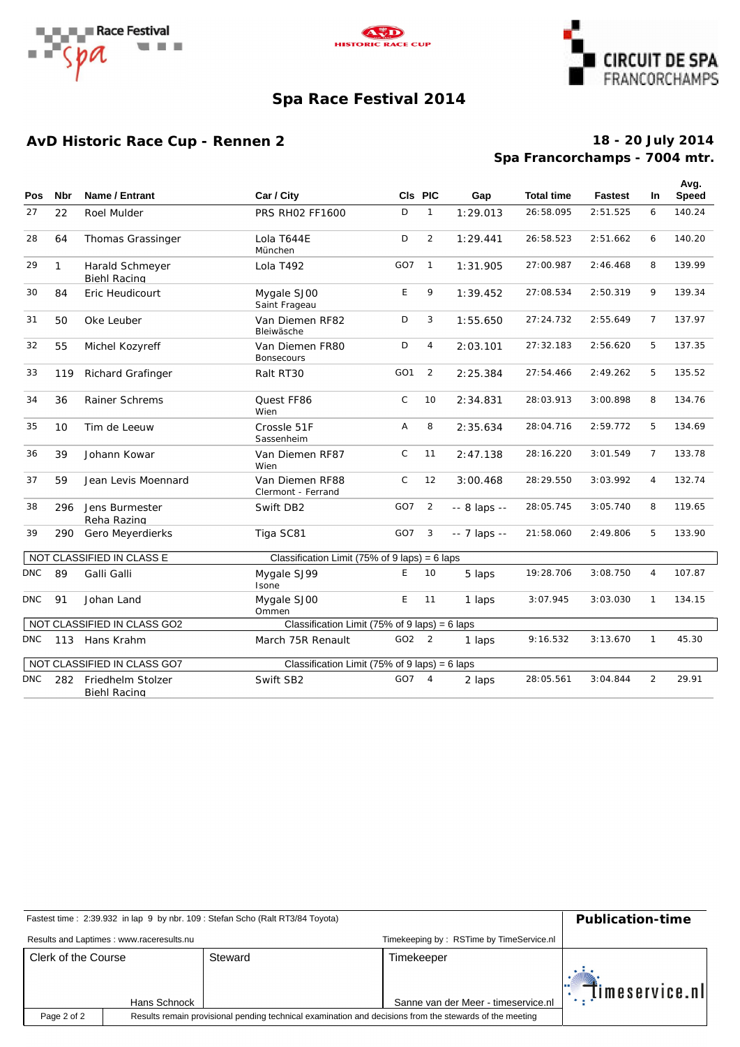# Spa Race Festival 2014

## AvD Historic Race Cup - Rennen 2

**18 - 20 July 2014**
**Spa Francorchamps - 7004 mtr.**

| Pos | Nbr | Name / Entrant | Car / City | Cls | PIC | Gap | Total time | Fastest | In | Avg. Speed |
|---|---|---|---|---|---|---|---|---|---|---|
| 27 | 22 | Roel Mulder | PRS RH02 FF1600 | D | 1 | 1:29.013 | 26:58.095 | 2:51.525 | 6 | 140.24 |
| 28 | 64 | Thomas Grassinger | Lola T644E München | D | 2 | 1:29.441 | 26:58.523 | 2:51.662 | 6 | 140.20 |
| 29 | 1 | Harald Schmeyer Biehl Racing | Lola T492 | GO7 | 1 | 1:31.905 | 27:00.987 | 2:46.468 | 8 | 139.99 |
| 30 | 84 | Eric Heudicourt | Mygale SJ00 Saint Frageau | E | 9 | 1:39.452 | 27:08.534 | 2:50.319 | 9 | 139.34 |
| 31 | 50 | Oke Leuber | Van Diemen RF82 Bleiwäsche | D | 3 | 1:55.650 | 27:24.732 | 2:55.649 | 7 | 137.97 |
| 32 | 55 | Michel Kozyreff | Van Diemen FR80 Bonsecours | D | 4 | 2:03.101 | 27:32.183 | 2:56.620 | 5 | 137.35 |
| 33 | 119 | Richard Grafinger | Ralt RT30 | GO1 | 2 | 2:25.384 | 27:54.466 | 2:49.262 | 5 | 135.52 |
| 34 | 36 | Rainer Schrems | Quest FF86 Wien | C | 10 | 2:34.831 | 28:03.913 | 3:00.898 | 8 | 134.76 |
| 35 | 10 | Tim de Leeuw | Crossle 51F Sassenheim | A | 8 | 2:35.634 | 28:04.716 | 2:59.772 | 5 | 134.69 |
| 36 | 39 | Johann Kowar | Van Diemen RF87 Wien | C | 11 | 2:47.138 | 28:16.220 | 3:01.549 | 7 | 133.78 |
| 37 | 59 | Jean Levis Moennard | Van Diemen RF88 Clermont - Ferrand | C | 12 | 3:00.468 | 28:29.550 | 3:03.992 | 4 | 132.74 |
| 38 | 296 | Jens Burmester Reha Razing | Swift DB2 | GO7 | 2 | -- 8 laps -- | 28:05.745 | 3:05.740 | 8 | 119.65 |
| 39 | 290 | Gero Meyerdierks | Tiga SC81 | GO7 | 3 | -- 7 laps -- | 21:58.060 | 2:49.806 | 5 | 133.90 |
| NOT CLASSIFIED IN CLASS E | | | Classification Limit (75% of 9 laps) = 6 laps | | | | | | | |
| DNC | 89 | Galli Galli | Mygale SJ99 Isone | E | 10 | 5 laps | 19:28.706 | 3:08.750 | 4 | 107.87 |
| DNC | 91 | Johan Land | Mygale SJ00 Ommen | E | 11 | 1 laps | 3:07.945 | 3:03.030 | 1 | 134.15 |
| NOT CLASSIFIED IN CLASS GO2 | | | Classification Limit (75% of 9 laps) = 6 laps | | | | | | | |
| DNC | 113 | Hans Krahm | March 75R Renault | GO2 | 2 | 1 laps | 9:16.532 | 3:13.670 | 1 | 45.30 |
| NOT CLASSIFIED IN CLASS GO7 | | | Classification Limit (75% of 9 laps) = 6 laps | | | | | | | |
| DNC | 282 | Friedhelm Stolzer Biehl Racing | Swift SB2 | GO7 | 4 | 2 laps | 28:05.561 | 3:04.844 | 2 | 29.91 |

Fastest time : 2:39.932 in lap 9 by nbr. 109 : Stefan Scho (Ralt RT3/84 Toyota)

**Publication-time**

Results and Laptimes : www.raceresults.nu

Timekeeping by : RSTime by TimeService.nl

| Clerk of the Course | Steward | Timekeeper |
|---|---|---|
| Hans Schnock | | Sanne van der Meer - timeservice.nl |

Results remain provisional pending technical examination and decisions from the stewards of the meeting